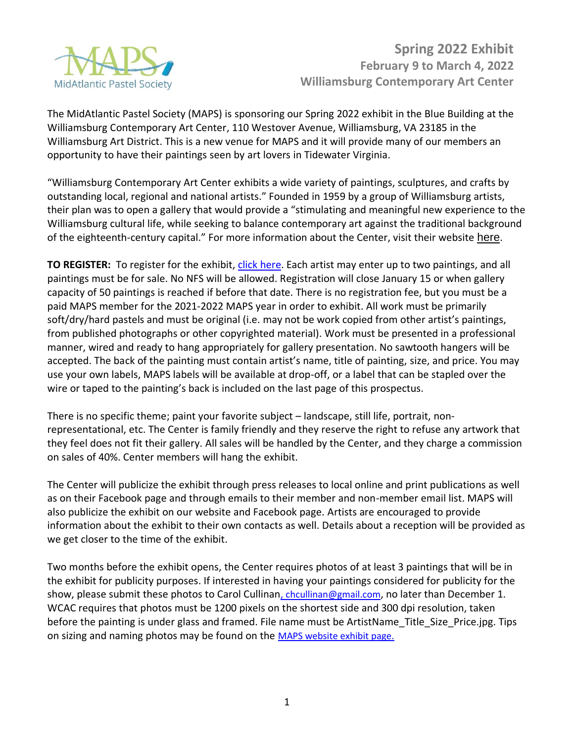MAPS
MidAtlantic Pastel Society

# Spring 2022 Exhibit
## February 9 to March 4, 2022
## Williamsburg Contemporary Art Center

The MidAtlantic Pastel Society (MAPS) is sponsoring our Spring 2022 exhibit in the Blue Building at the Williamsburg Contemporary Art Center, 110 Westover Avenue, Williamsburg, VA 23185 in the Williamsburg Art District. This is a new venue for MAPS and it will provide many of our members an opportunity to have their paintings seen by art lovers in Tidewater Virginia.

"Williamsburg Contemporary Art Center exhibits a wide variety of paintings, sculptures, and crafts by outstanding local, regional and national artists." Founded in 1959 by a group of Williamsburg artists, their plan was to open a gallery that would provide a "stimulating and meaningful new experience to the Williamsburg cultural life, while seeking to balance contemporary art against the traditional background of the eighteenth-century capital." For more information about the Center, visit their website here.

**TO REGISTER:** To register for the exhibit, click here. Each artist may enter up to two paintings, and all paintings must be for sale. No NFS will be allowed. Registration will close January 15 or when gallery capacity of 50 paintings is reached if before that date. There is no registration fee, but you must be a paid MAPS member for the 2021-2022 MAPS year in order to exhibit. All work must be primarily soft/dry/hard pastels and must be original (i.e. may not be work copied from other artist's paintings, from published photographs or other copyrighted material). Work must be presented in a professional manner, wired and ready to hang appropriately for gallery presentation. No sawtooth hangers will be accepted. The back of the painting must contain artist's name, title of painting, size, and price. You may use your own labels, MAPS labels will be available at drop-off, or a label that can be stapled over the wire or taped to the painting's back is included on the last page of this prospectus.

There is no specific theme; paint your favorite subject – landscape, still life, portrait, non-representational, etc. The Center is family friendly and they reserve the right to refuse any artwork that they feel does not fit their gallery. All sales will be handled by the Center, and they charge a commission on sales of 40%. Center members will hang the exhibit.

The Center will publicize the exhibit through press releases to local online and print publications as well as on their Facebook page and through emails to their member and non-member email list. MAPS will also publicize the exhibit on our website and Facebook page. Artists are encouraged to provide information about the exhibit to their own contacts as well. Details about a reception will be provided as we get closer to the time of the exhibit.

Two months before the exhibit opens, the Center requires photos of at least 3 paintings that will be in the exhibit for publicity purposes. If interested in having your paintings considered for publicity for the show, please submit these photos to Carol Cullinan, chcullinan@gmail.com, no later than December 1. WCAC requires that photos must be 1200 pixels on the shortest side and 300 dpi resolution, taken before the painting is under glass and framed. File name must be ArtistName_Title_Size_Price.jpg. Tips on sizing and naming photos may be found on the MAPS website exhibit page.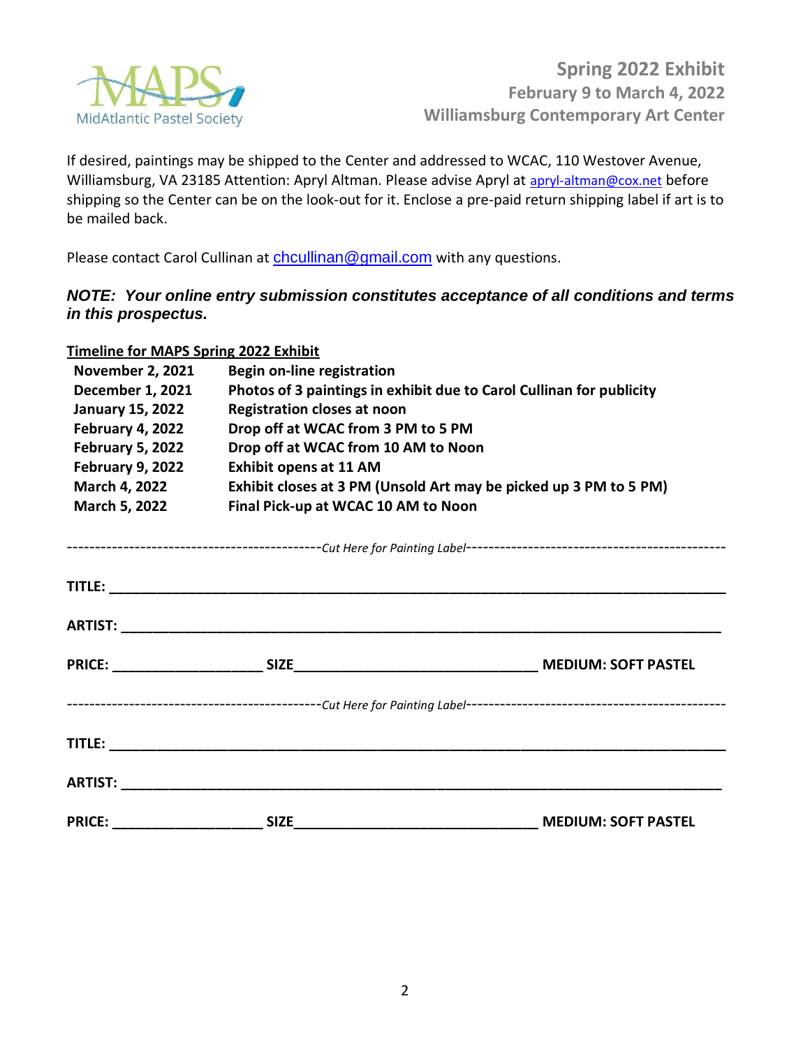MidAtlantic Pastel Society

**Spring 2022 Exhibit**
**February 9 to March 4, 2022**
**Williamsburg Contemporary Art Center**

If desired, paintings may be shipped to the Center and addressed to WCAC, 110 Westover Avenue, Williamsburg, VA 23185 Attention: Apryl Altman. Please advise Apryl at apryl-altman@cox.net before shipping so the Center can be on the look-out for it. Enclose a pre-paid return shipping label if art is to be mailed back.

Please contact Carol Cullinan at chcullinan@gmail.com with any questions.

***NOTE: Your online entry submission constitutes acceptance of all conditions and terms in this prospectus.***

**Timeline for MAPS Spring 2022 Exhibit**

| | |
|---|---|
| **November 2, 2021** | **Begin on-line registration** |
| **December 1, 2021** | **Photos of 3 paintings in exhibit due to Carol Cullinan for publicity** |
| **January 15, 2022** | **Registration closes at noon** |
| **February 4, 2022** | **Drop off at WCAC from 3 PM to 5 PM** |
| **February 5, 2022** | **Drop off at WCAC from 10 AM to Noon** |
| **February 9, 2022** | **Exhibit opens at 11 AM** |
| **March 4, 2022** | **Exhibit closes at 3 PM (Unsold Art may be picked up 3 PM to 5 PM)** |
| **March 5, 2022** | **Final Pick-up at WCAC 10 AM to Noon** |

--------------------------------------------*Cut Here for Painting Label*--------------------------------------------

**TITLE:** ______________________________________________

**ARTIST:** ______________________________________________

**PRICE:** ____________________ **SIZE**______________________________ **MEDIUM: SOFT PASTEL**

--------------------------------------------*Cut Here for Painting Label*--------------------------------------------

**TITLE:** ______________________________________________

**ARTIST:** ______________________________________________

**PRICE:** ____________________ **SIZE**______________________________ **MEDIUM: SOFT PASTEL**